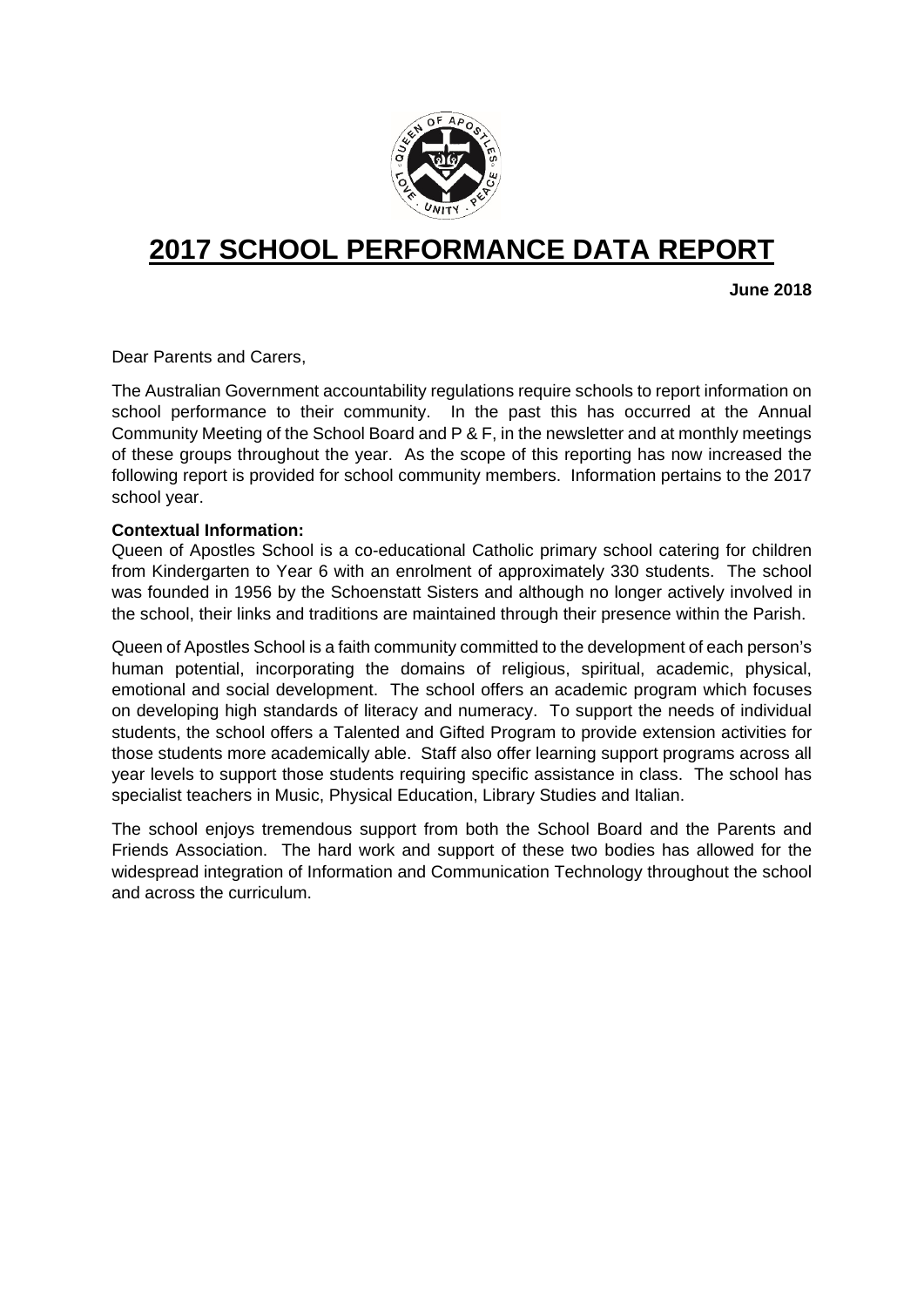# 2017 SCHOOL PERFORMANCE DATA REPORT

**June 2018**

Dear Parents and Carers,

The Australian Government accountability regulations require schools to report information on school performance to their community. In the past this has occurred at the Annual Community Meeting of the School Board and P & F, in the newsletter and at monthly meetings of these groups throughout the year. As the scope of this reporting has now increased the following report is provided for school community members. Information pertains to the 2017 school year.

**Contextual Information:**

Queen of Apostles School is a co-educational Catholic primary school catering for children from Kindergarten to Year 6 with an enrolment of approximately 330 students. The school was founded in 1956 by the Schoenstatt Sisters and although no longer actively involved in the school, their links and traditions are maintained through their presence within the Parish.

Queen of Apostles School is a faith community committed to the development of each person's human potential, incorporating the domains of religious, spiritual, academic, physical, emotional and social development. The school offers an academic program which focuses on developing high standards of literacy and numeracy. To support the needs of individual students, the school offers a Talented and Gifted Program to provide extension activities for those students more academically able. Staff also offer learning support programs across all year levels to support those students requiring specific assistance in class. The school has specialist teachers in Music, Physical Education, Library Studies and Italian.

The school enjoys tremendous support from both the School Board and the Parents and Friends Association. The hard work and support of these two bodies has allowed for the widespread integration of Information and Communication Technology throughout the school and across the curriculum.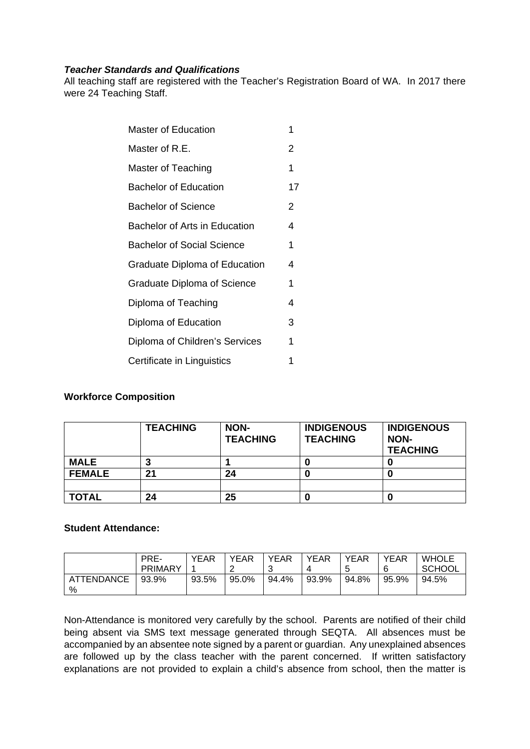***Teacher Standards and Qualifications***

All teaching staff are registered with the Teacher's Registration Board of WA. In 2017 there were 24 Teaching Staff.

| | |
|---|---|
| Master of Education | 1 |
| Master of R.E. | 2 |
| Master of Teaching | 1 |
| Bachelor of Education | 17 |
| Bachelor of Science | 2 |
| Bachelor of Arts in Education | 4 |
| Bachelor of Social Science | 1 |
| Graduate Diploma of Education | 4 |
| Graduate Diploma of Science | 1 |
| Diploma of Teaching | 4 |
| Diploma of Education | 3 |
| Diploma of Children's Services | 1 |
| Certificate in Linguistics | 1 |

**Workforce Composition**

| | **TEACHING** | **NON-TEACHING** | **INDIGENOUS TEACHING** | **INDIGENOUS NON-TEACHING** |
|---|---|---|---|---|
| **MALE** | **3** | **1** | **0** | **0** |
| **FEMALE** | **21** | **24** | **0** | **0** |
| | | | | |
| **TOTAL** | **24** | **25** | **0** | **0** |

**Student Attendance:**

| | PRE-PRIMARY | YEAR 1 | YEAR 2 | YEAR 3 | YEAR 4 | YEAR 5 | YEAR 6 | WHOLE SCHOOL |
|---|---|---|---|---|---|---|---|---|
| ATTENDANCE % | 93.9% | 93.5% | 95.0% | 94.4% | 93.9% | 94.8% | 95.9% | 94.5% |

Non-Attendance is monitored very carefully by the school. Parents are notified of their child being absent via SMS text message generated through SEQTA. All absences must be accompanied by an absentee note signed by a parent or guardian. Any unexplained absences are followed up by the class teacher with the parent concerned. If written satisfactory explanations are not provided to explain a child's absence from school, then the matter is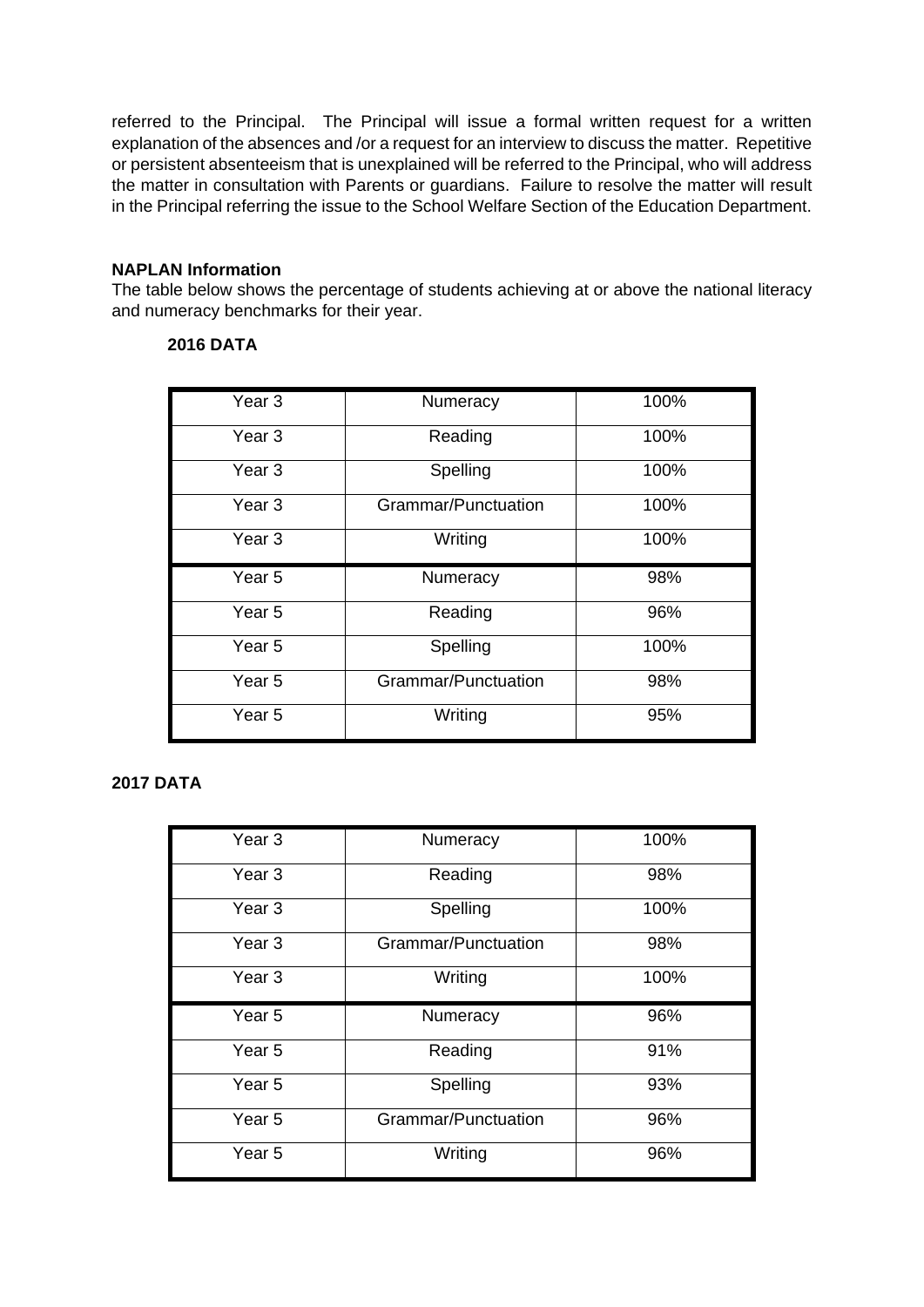referred to the Principal. The Principal will issue a formal written request for a written explanation of the absences and /or a request for an interview to discuss the matter. Repetitive or persistent absenteeism that is unexplained will be referred to the Principal, who will address the matter in consultation with Parents or guardians. Failure to resolve the matter will result in the Principal referring the issue to the School Welfare Section of the Education Department.

**NAPLAN Information**

The table below shows the percentage of students achieving at or above the national literacy and numeracy benchmarks for their year.

**2016 DATA**

| | | |
|---|---|---|
| Year 3 | Numeracy | 100% |
| Year 3 | Reading | 100% |
| Year 3 | Spelling | 100% |
| Year 3 | Grammar/Punctuation | 100% |
| Year 3 | Writing | 100% |
| Year 5 | Numeracy | 98% |
| Year 5 | Reading | 96% |
| Year 5 | Spelling | 100% |
| Year 5 | Grammar/Punctuation | 98% |
| Year 5 | Writing | 95% |

**2017 DATA**

| | | |
|---|---|---|
| Year 3 | Numeracy | 100% |
| Year 3 | Reading | 98% |
| Year 3 | Spelling | 100% |
| Year 3 | Grammar/Punctuation | 98% |
| Year 3 | Writing | 100% |
| Year 5 | Numeracy | 96% |
| Year 5 | Reading | 91% |
| Year 5 | Spelling | 93% |
| Year 5 | Grammar/Punctuation | 96% |
| Year 5 | Writing | 96% |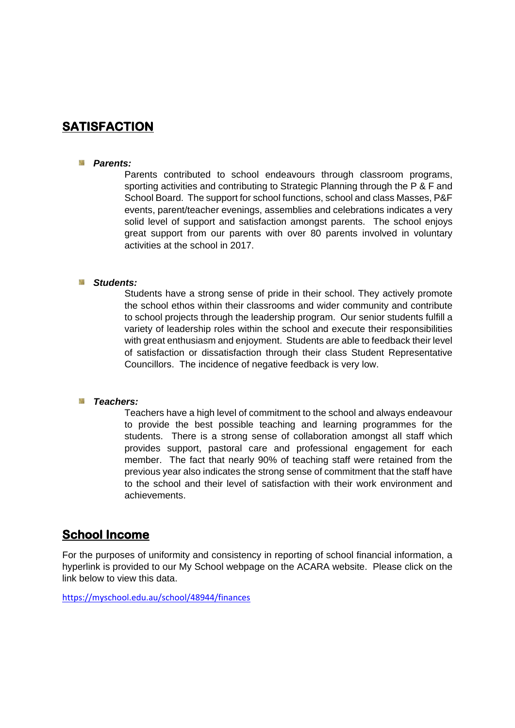## SATISFACTION

- ***Parents:***

  Parents contributed to school endeavours through classroom programs, sporting activities and contributing to Strategic Planning through the P & F and School Board. The support for school functions, school and class Masses, P&F events, parent/teacher evenings, assemblies and celebrations indicates a very solid level of support and satisfaction amongst parents. The school enjoys great support from our parents with over 80 parents involved in voluntary activities at the school in 2017.

- ***Students:***

  Students have a strong sense of pride in their school. They actively promote the school ethos within their classrooms and wider community and contribute to school projects through the leadership program. Our senior students fulfill a variety of leadership roles within the school and execute their responsibilities with great enthusiasm and enjoyment. Students are able to feedback their level of satisfaction or dissatisfaction through their class Student Representative Councillors. The incidence of negative feedback is very low.

- ***Teachers:***

  Teachers have a high level of commitment to the school and always endeavour to provide the best possible teaching and learning programmes for the students. There is a strong sense of collaboration amongst all staff which provides support, pastoral care and professional engagement for each member. The fact that nearly 90% of teaching staff were retained from the previous year also indicates the strong sense of commitment that the staff have to the school and their level of satisfaction with their work environment and achievements.

## School Income

For the purposes of uniformity and consistency in reporting of school financial information, a hyperlink is provided to our My School webpage on the ACARA website. Please click on the link below to view this data.

https://myschool.edu.au/school/48944/finances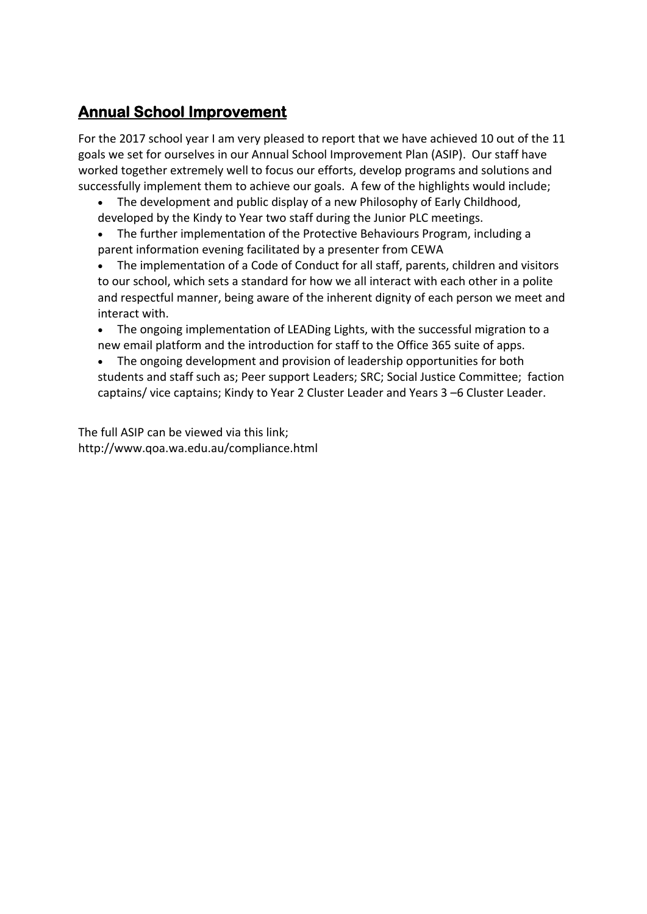## Annual School Improvement

For the 2017 school year I am very pleased to report that we have achieved 10 out of the 11 goals we set for ourselves in our Annual School Improvement Plan (ASIP). Our staff have worked together extremely well to focus our efforts, develop programs and solutions and successfully implement them to achieve our goals. A few of the highlights would include;

- The development and public display of a new Philosophy of Early Childhood, developed by the Kindy to Year two staff during the Junior PLC meetings.
- The further implementation of the Protective Behaviours Program, including a parent information evening facilitated by a presenter from CEWA
- The implementation of a Code of Conduct for all staff, parents, children and visitors to our school, which sets a standard for how we all interact with each other in a polite and respectful manner, being aware of the inherent dignity of each person we meet and interact with.
- The ongoing implementation of LEADing Lights, with the successful migration to a new email platform and the introduction for staff to the Office 365 suite of apps.
- The ongoing development and provision of leadership opportunities for both students and staff such as; Peer support Leaders; SRC; Social Justice Committee; faction captains/ vice captains; Kindy to Year 2 Cluster Leader and Years 3 –6 Cluster Leader.

The full ASIP can be viewed via this link;
http://www.qoa.wa.edu.au/compliance.html